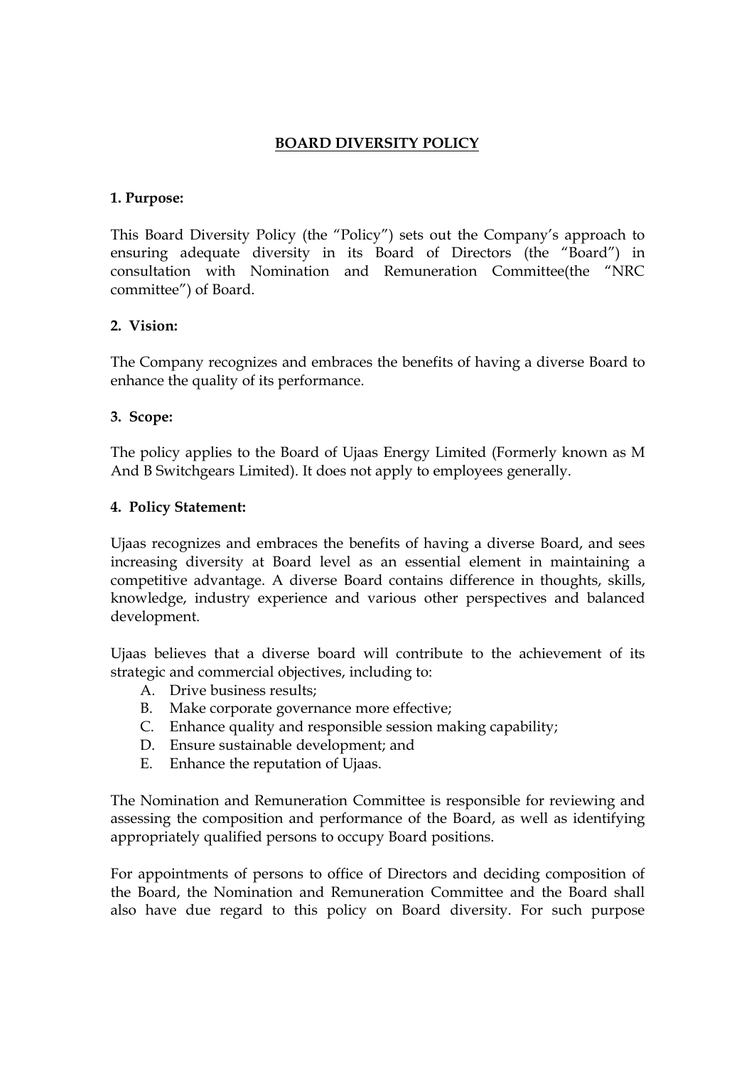# BOARD DIVERSITY POLICY

## 1. Purpose:

This Board Diversity Policy (the "Policy") sets out the Company's approach to ensuring adequate diversity in its Board of Directors (the "Board") in consultation with Nomination and Remuneration Committee(the "NRC committee") of Board.

## 2. Vision:

The Company recognizes and embraces the benefits of having a diverse Board to enhance the quality of its performance.

## 3. Scope:

The policy applies to the Board of Ujaas Energy Limited (Formerly known as M And B Switchgears Limited). It does not apply to employees generally.

## 4. Policy Statement:

Ujaas recognizes and embraces the benefits of having a diverse Board, and sees increasing diversity at Board level as an essential element in maintaining a competitive advantage. A diverse Board contains difference in thoughts, skills, knowledge, industry experience and various other perspectives and balanced development.

Ujaas believes that a diverse board will contribute to the achievement of its strategic and commercial objectives, including to:

A. Drive business results;
B. Make corporate governance more effective;
C. Enhance quality and responsible session making capability;
D. Ensure sustainable development; and
E. Enhance the reputation of Ujaas.

The Nomination and Remuneration Committee is responsible for reviewing and assessing the composition and performance of the Board, as well as identifying appropriately qualified persons to occupy Board positions.

For appointments of persons to office of Directors and deciding composition of the Board, the Nomination and Remuneration Committee and the Board shall also have due regard to this policy on Board diversity. For such purpose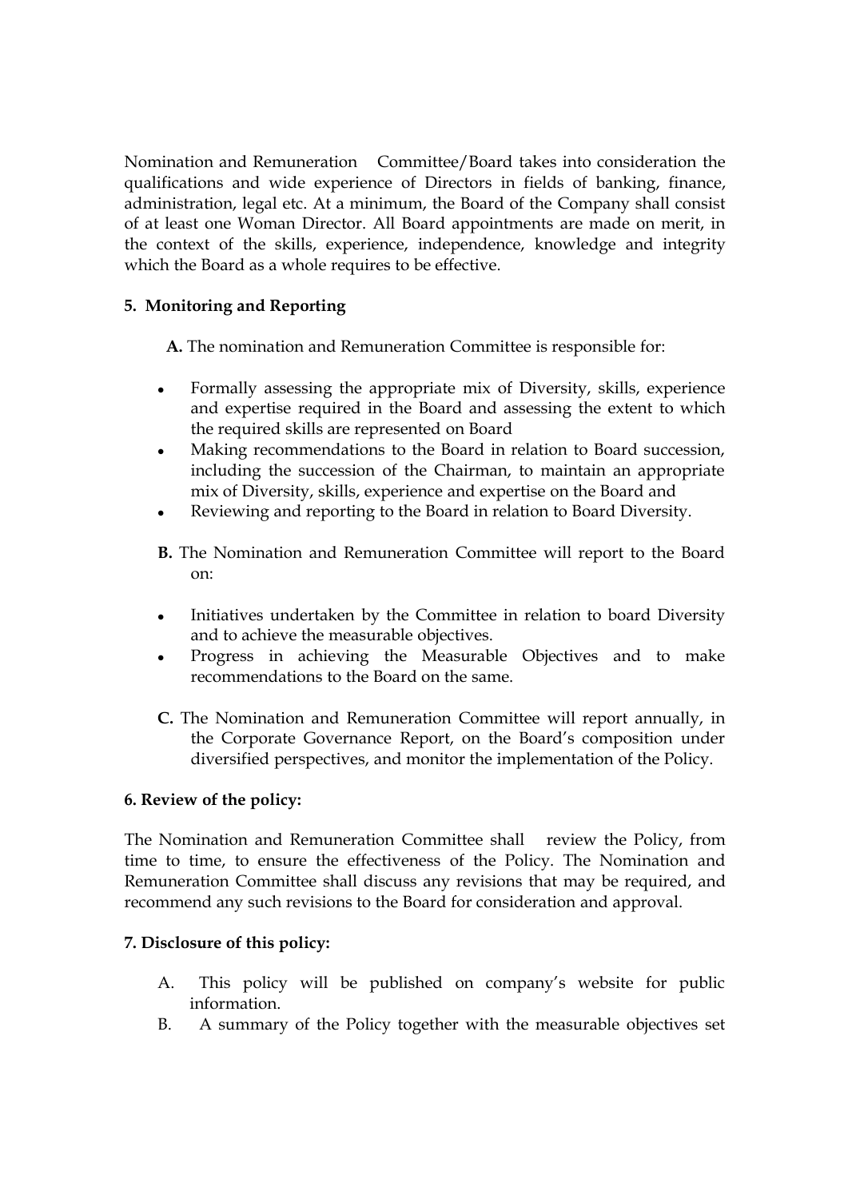Nomination and Remuneration Committee/Board takes into consideration the qualifications and wide experience of Directors in fields of banking, finance, administration, legal etc. At a minimum, the Board of the Company shall consist of at least one Woman Director. All Board appointments are made on merit, in the context of the skills, experience, independence, knowledge and integrity which the Board as a whole requires to be effective.

**5. Monitoring and Reporting**

**A.** The nomination and Remuneration Committee is responsible for:

- Formally assessing the appropriate mix of Diversity, skills, experience and expertise required in the Board and assessing the extent to which the required skills are represented on Board
- Making recommendations to the Board in relation to Board succession, including the succession of the Chairman, to maintain an appropriate mix of Diversity, skills, experience and expertise on the Board and
- Reviewing and reporting to the Board in relation to Board Diversity.

**B.** The Nomination and Remuneration Committee will report to the Board on:

- Initiatives undertaken by the Committee in relation to board Diversity and to achieve the measurable objectives.
- Progress in achieving the Measurable Objectives and to make recommendations to the Board on the same.

**C.** The Nomination and Remuneration Committee will report annually, in the Corporate Governance Report, on the Board's composition under diversified perspectives, and monitor the implementation of the Policy.

**6. Review of the policy:**

The Nomination and Remuneration Committee shall review the Policy, from time to time, to ensure the effectiveness of the Policy. The Nomination and Remuneration Committee shall discuss any revisions that may be required, and recommend any such revisions to the Board for consideration and approval.

**7. Disclosure of this policy:**

A. This policy will be published on company's website for public information.

B. A summary of the Policy together with the measurable objectives set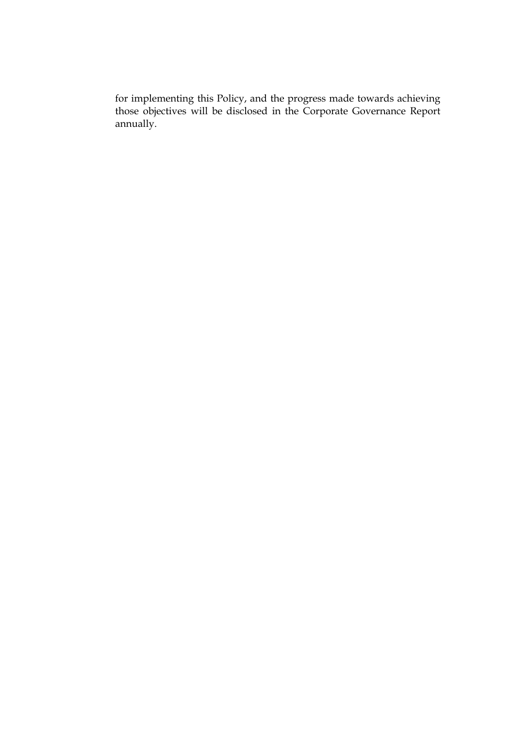for implementing this Policy, and the progress made towards achieving those objectives will be disclosed in the Corporate Governance Report annually.